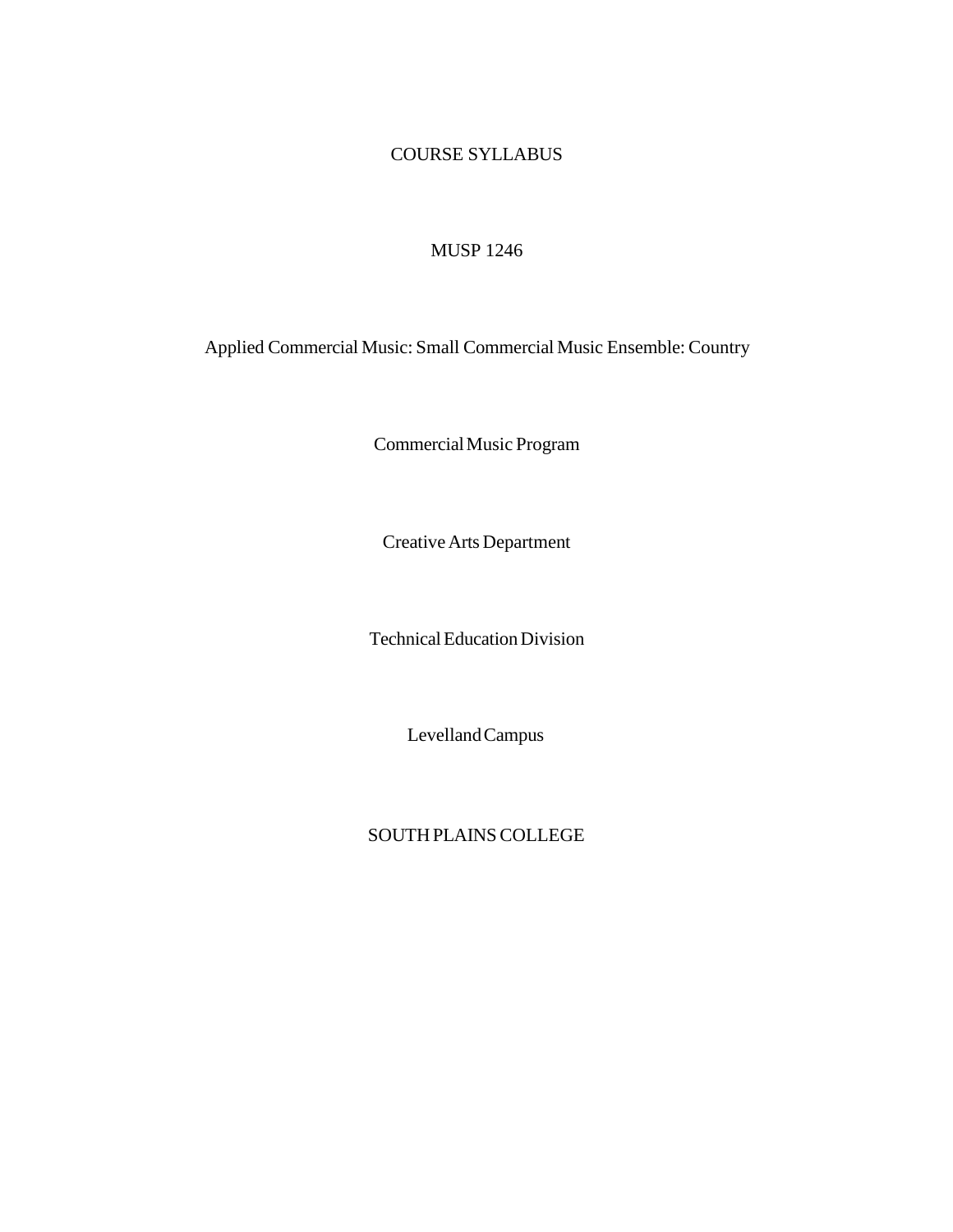# COURSE SYLLABUS

MUSP 1246

Applied Commercial Music: Small Commercial Music Ensemble: Country

Commercial Music Program

Creative Arts Department

Technical Education Division

Levelland Campus

SOUTH PLAINS COLLEGE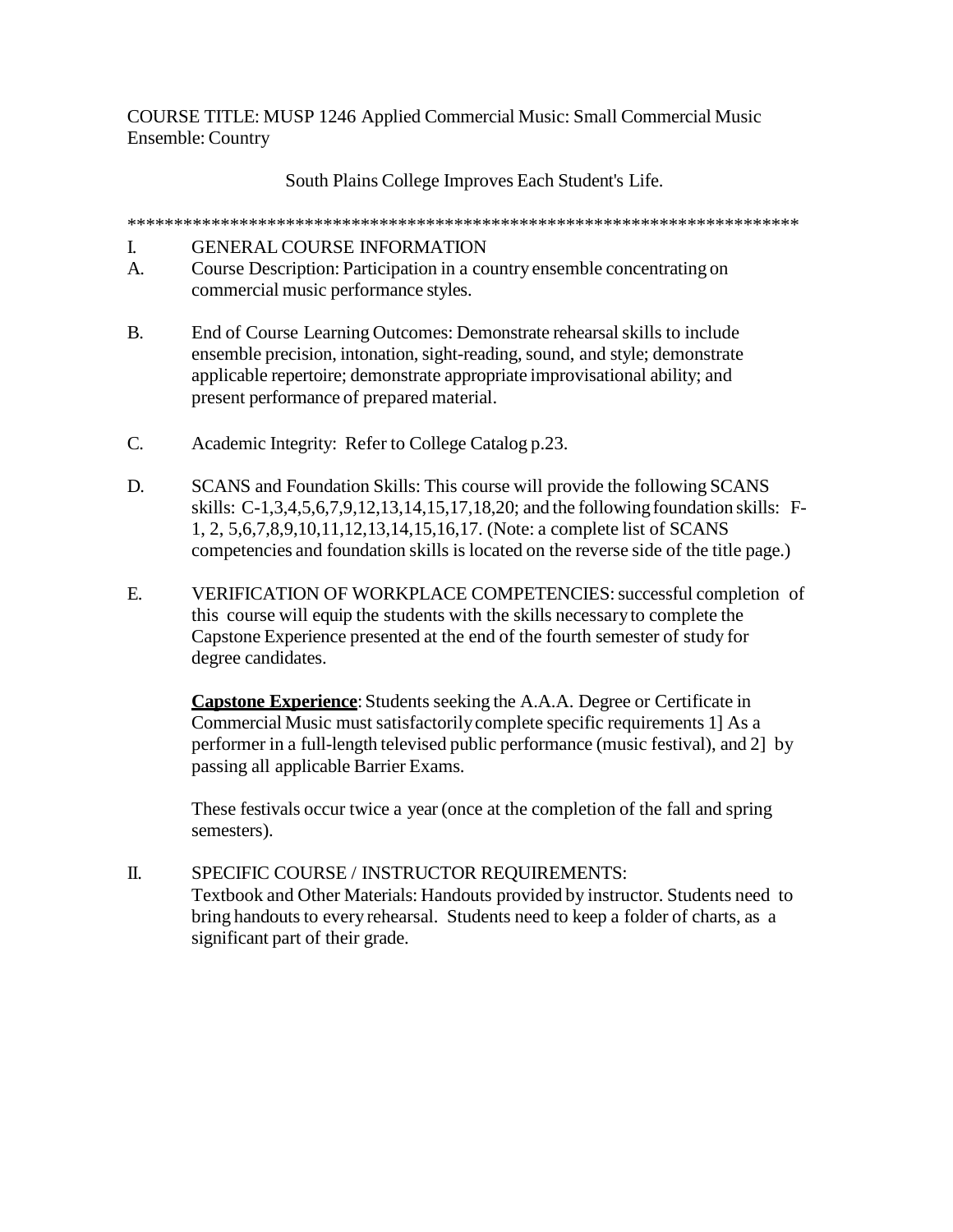COURSE TITLE: MUSP 1246 Applied Commercial Music: Small Commercial Music Ensemble: Country

South Plains College Improves Each Student's Life.

***************************************************************************

I. GENERAL COURSE INFORMATION

A. Course Description: Participation in a country ensemble concentrating on commercial music performance styles.

B. End of Course Learning Outcomes: Demonstrate rehearsal skills to include ensemble precision, intonation, sight-reading, sound, and style; demonstrate applicable repertoire; demonstrate appropriate improvisational ability; and present performance of prepared material.

C. Academic Integrity: Refer to College Catalog p.23.

D. SCANS and Foundation Skills: This course will provide the following SCANS skills: C-1,3,4,5,6,7,9,12,13,14,15,17,18,20; and the following foundation skills: F-1, 2, 5,6,7,8,9,10,11,12,13,14,15,16,17. (Note: a complete list of SCANS competencies and foundation skills is located on the reverse side of the title page.)

E. VERIFICATION OF WORKPLACE COMPETENCIES: successful completion of this course will equip the students with the skills necessary to complete the Capstone Experience presented at the end of the fourth semester of study for degree candidates.

**Capstone Experience**: Students seeking the A.A.A. Degree or Certificate in Commercial Music must satisfactorily complete specific requirements 1] As a performer in a full-length televised public performance (music festival), and 2] by passing all applicable Barrier Exams.

These festivals occur twice a year (once at the completion of the fall and spring semesters).

II. SPECIFIC COURSE / INSTRUCTOR REQUIREMENTS:

Textbook and Other Materials: Handouts provided by instructor. Students need to bring handouts to every rehearsal. Students need to keep a folder of charts, as a significant part of their grade.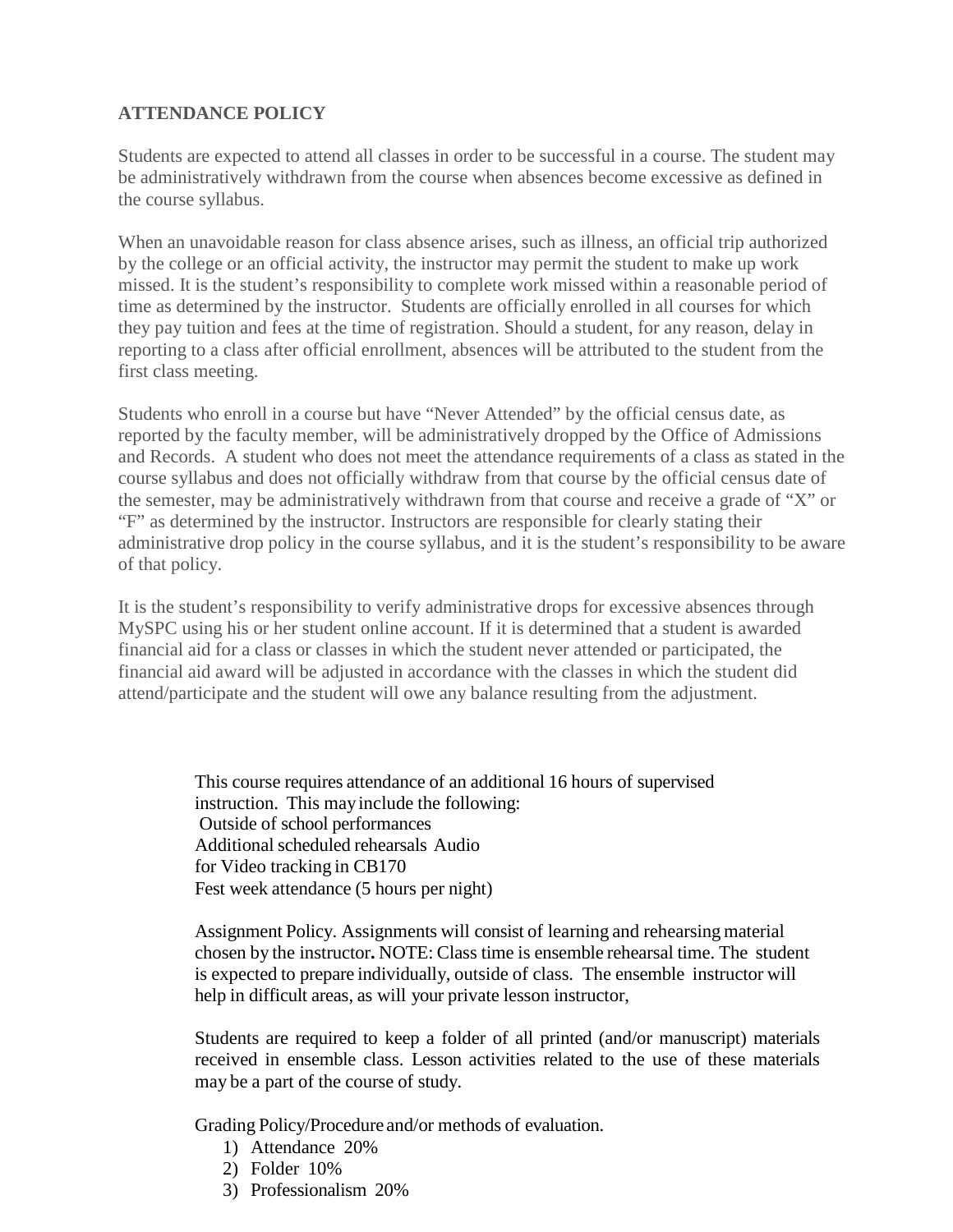**ATTENDANCE POLICY**

Students are expected to attend all classes in order to be successful in a course. The student may be administratively withdrawn from the course when absences become excessive as defined in the course syllabus.

When an unavoidable reason for class absence arises, such as illness, an official trip authorized by the college or an official activity, the instructor may permit the student to make up work missed. It is the student's responsibility to complete work missed within a reasonable period of time as determined by the instructor. Students are officially enrolled in all courses for which they pay tuition and fees at the time of registration. Should a student, for any reason, delay in reporting to a class after official enrollment, absences will be attributed to the student from the first class meeting.

Students who enroll in a course but have "Never Attended" by the official census date, as reported by the faculty member, will be administratively dropped by the Office of Admissions and Records. A student who does not meet the attendance requirements of a class as stated in the course syllabus and does not officially withdraw from that course by the official census date of the semester, may be administratively withdrawn from that course and receive a grade of "X" or "F" as determined by the instructor. Instructors are responsible for clearly stating their administrative drop policy in the course syllabus, and it is the student's responsibility to be aware of that policy.

It is the student's responsibility to verify administrative drops for excessive absences through MySPC using his or her student online account. If it is determined that a student is awarded financial aid for a class or classes in which the student never attended or participated, the financial aid award will be adjusted in accordance with the classes in which the student did attend/participate and the student will owe any balance resulting from the adjustment.

This course requires attendance of an additional 16 hours of supervised instruction. This may include the following:
Outside of school performances
Additional scheduled rehearsals Audio for Video tracking in CB170
Fest week attendance (5 hours per night)

Assignment Policy. Assignments will consist of learning and rehearsing material chosen by the instructor**.** NOTE: Class time is ensemble rehearsal time. The student is expected to prepare individually, outside of class. The ensemble instructor will help in difficult areas, as will your private lesson instructor,

Students are required to keep a folder of all printed (and/or manuscript) materials received in ensemble class. Lesson activities related to the use of these materials may be a part of the course of study.

Grading Policy/Procedure and/or methods of evaluation.

1) Attendance 20%
2) Folder 10%
3) Professionalism 20%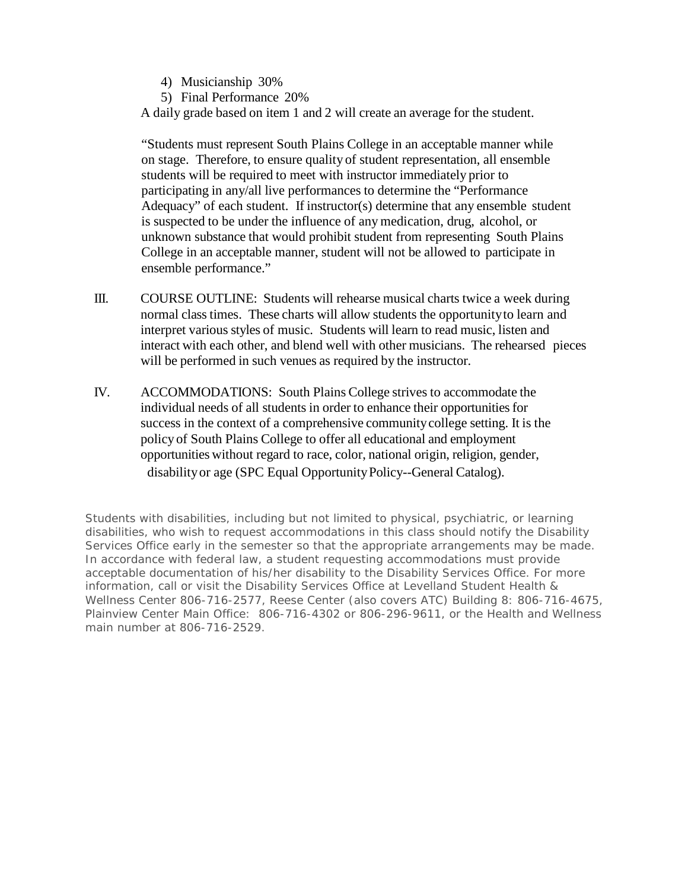4) Musicianship 30%
5) Final Performance 20%

A daily grade based on item 1 and 2 will create an average for the student.

"Students must represent South Plains College in an acceptable manner while on stage. Therefore, to ensure quality of student representation, all ensemble students will be required to meet with instructor immediately prior to participating in any/all live performances to determine the "Performance Adequacy" of each student. If instructor(s) determine that any ensemble student is suspected to be under the influence of any medication, drug, alcohol, or unknown substance that would prohibit student from representing South Plains College in an acceptable manner, student will not be allowed to participate in ensemble performance."

III. COURSE OUTLINE: Students will rehearse musical charts twice a week during normal class times. These charts will allow students the opportunity to learn and interpret various styles of music. Students will learn to read music, listen and interact with each other, and blend well with other musicians. The rehearsed pieces will be performed in such venues as required by the instructor.

IV. ACCOMMODATIONS: South Plains College strives to accommodate the individual needs of all students in order to enhance their opportunities for success in the context of a comprehensive community college setting. It is the policy of South Plains College to offer all educational and employment opportunities without regard to race, color, national origin, religion, gender, disability or age (SPC Equal Opportunity Policy--General Catalog).

Students with disabilities, including but not limited to physical, psychiatric, or learning disabilities, who wish to request accommodations in this class should notify the Disability Services Office early in the semester so that the appropriate arrangements may be made. In accordance with federal law, a student requesting accommodations must provide acceptable documentation of his/her disability to the Disability Services Office. For more information, call or visit the Disability Services Office at Levelland Student Health & Wellness Center 806-716-2577, Reese Center (also covers ATC) Building 8: 806-716-4675, Plainview Center Main Office: 806-716-4302 or 806-296-9611, or the Health and Wellness main number at 806-716-2529.